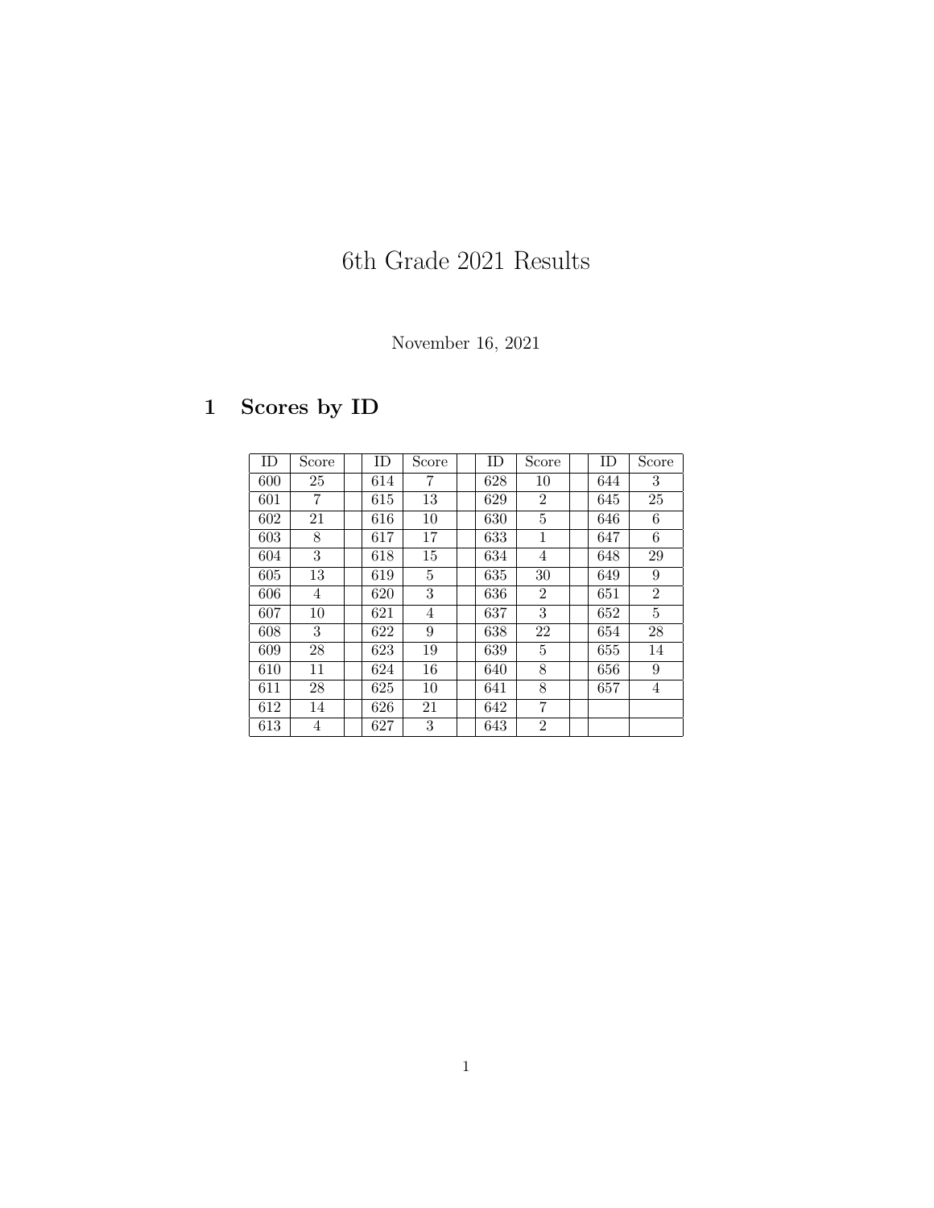# 6th Grade 2021 Results

November 16, 2021

## 1 Scores by ID

| ID | Score | | ID | Score | | ID | Score | | ID | Score |
|---|---|---|---|---|---|---|---|---|---|---|
| 600 | 25 | | 614 | 7 | | 628 | 10 | | 644 | 3 |
| 601 | 7 | | 615 | 13 | | 629 | 2 | | 645 | 25 |
| 602 | 21 | | 616 | 10 | | 630 | 5 | | 646 | 6 |
| 603 | 8 | | 617 | 17 | | 633 | 1 | | 647 | 6 |
| 604 | 3 | | 618 | 15 | | 634 | 4 | | 648 | 29 |
| 605 | 13 | | 619 | 5 | | 635 | 30 | | 649 | 9 |
| 606 | 4 | | 620 | 3 | | 636 | 2 | | 651 | 2 |
| 607 | 10 | | 621 | 4 | | 637 | 3 | | 652 | 5 |
| 608 | 3 | | 622 | 9 | | 638 | 22 | | 654 | 28 |
| 609 | 28 | | 623 | 19 | | 639 | 5 | | 655 | 14 |
| 610 | 11 | | 624 | 16 | | 640 | 8 | | 656 | 9 |
| 611 | 28 | | 625 | 10 | | 641 | 8 | | 657 | 4 |
| 612 | 14 | | 626 | 21 | | 642 | 7 | | | |
| 613 | 4 | | 627 | 3 | | 643 | 2 | | | |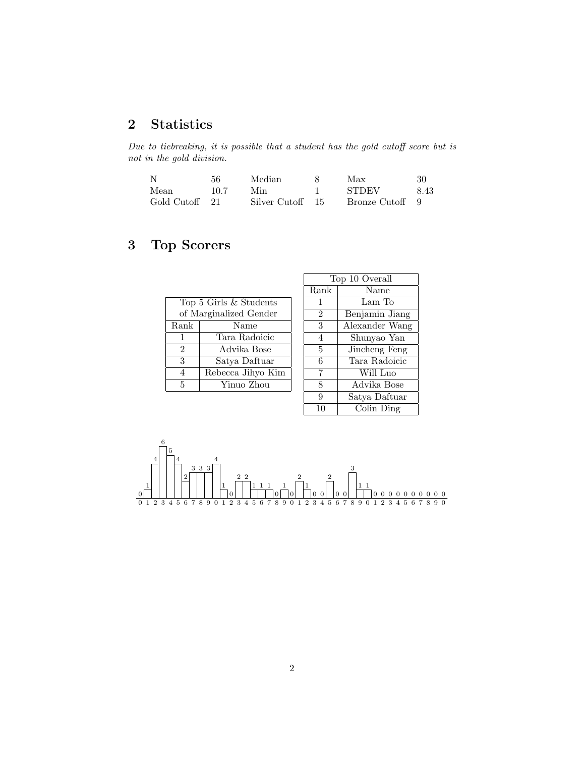## 2 Statistics

*Due to tiebreaking, it is possible that a student has the gold cutoff score but is not in the gold division.*

| | | | | | |
|---|---|---|---|---|---|
| N | 56 | Median | 8 | Max | 30 |
| Mean | 10.7 | Min | 1 | STDEV | 8.43 |
| Gold Cutoff | 21 | Silver Cutoff | 15 | Bronze Cutoff | 9 |

## 3 Top Scorers

| Top 5 Girls & Students of Marginalized Gender | |
|---|---|
| Rank | Name |
| 1 | Tara Radoicic |
| 2 | Advika Bose |
| 3 | Satya Daftuar |
| 4 | Rebecca Jihyo Kim |
| 5 | Yinuo Zhou |

| Top 10 Overall | |
|---|---|
| Rank | Name |
| 1 | Lam To |
| 2 | Benjamin Jiang |
| 3 | Alexander Wang |
| 4 | Shunyao Yan |
| 5 | Jincheng Feng |
| 6 | Tara Radoicic |
| 7 | Will Luo |
| 8 | Advika Bose |
| 9 | Satya Daftuar |
| 10 | Colin Ding |

0 1 4 6 5 4 2 3 3 3 4 1 0 2 2 1 1 1 0 1 0 2 1 0 0 2 0 0 3 1 1 0 0 0 0 0 0 0 0 0 0

0 1 2 3 4 5 6 7 8 9 0 1 2 3 4 5 6 7 8 9 0 1 2 3 4 5 6 7 8 9 0 1 2 3 4 5 6 7 8 9 0